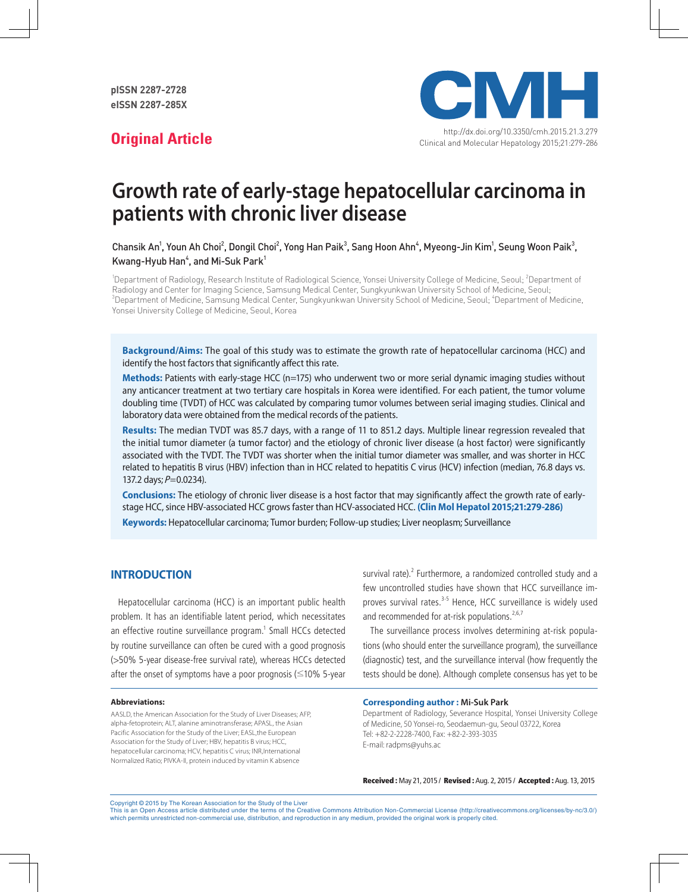pISSN 2287-2728
eISSN 2287-285X

**Original Article**

http://dx.doi.org/10.3350/cmh.2015.21.3.279

# Growth rate of early-stage hepatocellular carcinoma in patients with chronic liver disease

Chansik An[1], Youn Ah Choi[2], Dongil Choi[2], Yong Han Paik[3], Sang Hoon Ahn[4], Myeong-Jin Kim[1], Seung Woon Paik[3], Kwang-Hyub Han[4], and Mi-Suk Park[1]

[1]Department of Radiology, Research Institute of Radiological Science, Yonsei University College of Medicine, Seoul; [2]Department of Radiology and Center for Imaging Science, Samsung Medical Center, Sungkyunkwan University School of Medicine, Seoul; [3]Department of Medicine, Samsung Medical Center, Sungkyunkwan University School of Medicine, Seoul; [4]Department of Medicine, Yonsei University College of Medicine, Seoul, Korea

**Background/Aims:** The goal of this study was to estimate the growth rate of hepatocellular carcinoma (HCC) and identify the host factors that significantly affect this rate.

**Methods:** Patients with early-stage HCC (n=175) who underwent two or more serial dynamic imaging studies without any anticancer treatment at two tertiary care hospitals in Korea were identified. For each patient, the tumor volume doubling time (TVDT) of HCC was calculated by comparing tumor volumes between serial imaging studies. Clinical and laboratory data were obtained from the medical records of the patients.

**Results:** The median TVDT was 85.7 days, with a range of 11 to 851.2 days. Multiple linear regression revealed that the initial tumor diameter (a tumor factor) and the etiology of chronic liver disease (a host factor) were significantly associated with the TVDT. The TVDT was shorter when the initial tumor diameter was smaller, and was shorter in HCC related to hepatitis B virus (HBV) infection than in HCC related to hepatitis C virus (HCV) infection (median, 76.8 days vs. 137.2 days; $P=0.0234$).

**Conclusions:** The etiology of chronic liver disease is a host factor that may significantly affect the growth rate of early-stage HCC, since HBV-associated HCC grows faster than HCV-associated HCC. **(Clin Mol Hepatol 2015;21:279-286)**

**Keywords:** Hepatocellular carcinoma; Tumor burden; Follow-up studies; Liver neoplasm; Surveillance

## INTRODUCTION

Hepatocellular carcinoma (HCC) is an important public health problem. It has an identifiable latent period, which necessitates an effective routine surveillance program.[1] Small HCCs detected by routine surveillance can often be cured with a good prognosis (>50% 5-year disease-free survival rate), whereas HCCs detected after the onset of symptoms have a poor prognosis (≤10% 5-year survival rate).[2] Furthermore, a randomized controlled study and a few uncontrolled studies have shown that HCC surveillance improves survival rates.[3-5] Hence, HCC surveillance is widely used and recommended for at-risk populations.[2,6,7]

The surveillance process involves determining at-risk populations (who should enter the surveillance program), the surveillance (diagnostic) test, and the surveillance interval (how frequently the tests should be done). Although complete consensus has yet to be

**Abbreviations:**

AASLD, the American Association for the Study of Liver Diseases; AFP, alpha-fetoprotein; ALT, alanine aminotransferase; APASL, the Asian Pacific Association for the Study of the Liver; EASL,the European Association for the Study of Liver; HBV, hepatitis B virus; HCC, hepatocellular carcinoma; HCV, hepatitis C virus; INR,International Normalized Ratio; PIVKA-II, protein induced by vitamin K absence

**Corresponding author : Mi-Suk Park**
Department of Radiology, Severance Hospital, Yonsei University College of Medicine, 50 Yonsei-ro, Seodaemun-gu, Seoul 03722, Korea
Tel: +82-2-2228-7400, Fax: +82-2-393-3035
E-mail: radpms@yuhs.ac

**Received :** May 21, 2015 / **Revised :** Aug. 2, 2015 / **Accepted :** Aug. 13, 2015

Copyright © 2015 by The Korean Association for the Study of the Liver
This is an Open Access article distributed under the terms of the Creative Commons Attribution Non-Commercial License (http://creativecommons.org/licenses/by-nc/3.0/) which permits unrestricted non-commercial use, distribution, and reproduction in any medium, provided the original work is properly cited.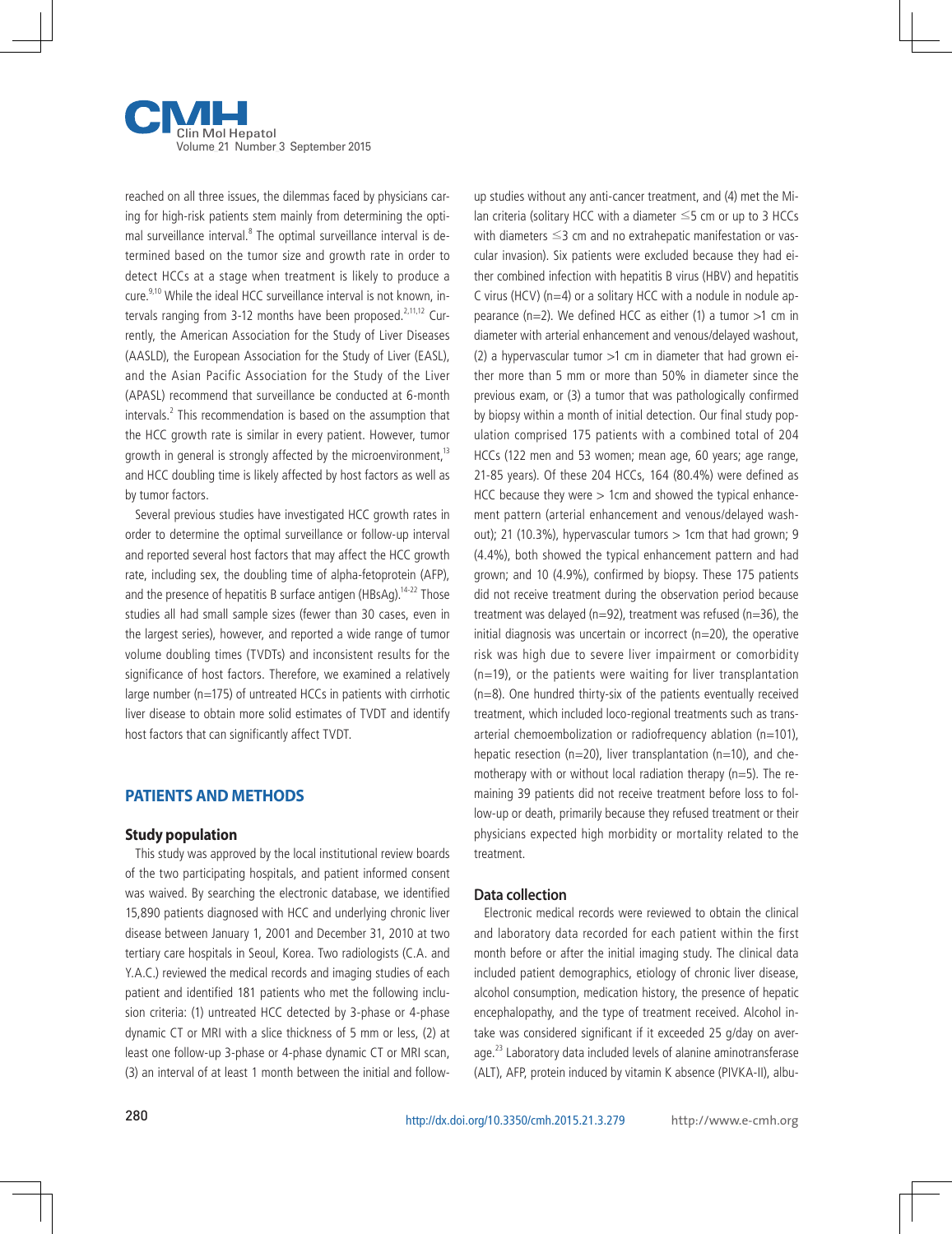reached on all three issues, the dilemmas faced by physicians caring for high-risk patients stem mainly from determining the optimal surveillance interval.[8] The optimal surveillance interval is determined based on the tumor size and growth rate in order to detect HCCs at a stage when treatment is likely to produce a cure.[9,10] While the ideal HCC surveillance interval is not known, intervals ranging from 3-12 months have been proposed.[2,11,12] Currently, the American Association for the Study of Liver Diseases (AASLD), the European Association for the Study of Liver (EASL), and the Asian Pacific Association for the Study of the Liver (APASL) recommend that surveillance be conducted at 6-month intervals.[2] This recommendation is based on the assumption that the HCC growth rate is similar in every patient. However, tumor growth in general is strongly affected by the microenvironment,[13] and HCC doubling time is likely affected by host factors as well as by tumor factors.

Several previous studies have investigated HCC growth rates in order to determine the optimal surveillance or follow-up interval and reported several host factors that may affect the HCC growth rate, including sex, the doubling time of alpha-fetoprotein (AFP), and the presence of hepatitis B surface antigen (HBsAg).[14-22] Those studies all had small sample sizes (fewer than 30 cases, even in the largest series), however, and reported a wide range of tumor volume doubling times (TVDTs) and inconsistent results for the significance of host factors. Therefore, we examined a relatively large number (n=175) of untreated HCCs in patients with cirrhotic liver disease to obtain more solid estimates of TVDT and identify host factors that can significantly affect TVDT.

## PATIENTS AND METHODS

### Study population

This study was approved by the local institutional review boards of the two participating hospitals, and patient informed consent was waived. By searching the electronic database, we identified 15,890 patients diagnosed with HCC and underlying chronic liver disease between January 1, 2001 and December 31, 2010 at two tertiary care hospitals in Seoul, Korea. Two radiologists (C.A. and Y.A.C.) reviewed the medical records and imaging studies of each patient and identified 181 patients who met the following inclusion criteria: (1) untreated HCC detected by 3-phase or 4-phase dynamic CT or MRI with a slice thickness of 5 mm or less, (2) at least one follow-up 3-phase or 4-phase dynamic CT or MRI scan, (3) an interval of at least 1 month between the initial and follow-up studies without any anti-cancer treatment, and (4) met the Milan criteria (solitary HCC with a diameter ≤5 cm or up to 3 HCCs with diameters ≤3 cm and no extrahepatic manifestation or vascular invasion). Six patients were excluded because they had either combined infection with hepatitis B virus (HBV) and hepatitis C virus (HCV) (n=4) or a solitary HCC with a nodule in nodule appearance (n=2). We defined HCC as either (1) a tumor >1 cm in diameter with arterial enhancement and venous/delayed washout, (2) a hypervascular tumor >1 cm in diameter that had grown either more than 5 mm or more than 50% in diameter since the previous exam, or (3) a tumor that was pathologically confirmed by biopsy within a month of initial detection. Our final study population comprised 175 patients with a combined total of 204 HCCs (122 men and 53 women; mean age, 60 years; age range, 21-85 years). Of these 204 HCCs, 164 (80.4%) were defined as HCC because they were > 1cm and showed the typical enhancement pattern (arterial enhancement and venous/delayed washout); 21 (10.3%), hypervascular tumors > 1cm that had grown; 9 (4.4%), both showed the typical enhancement pattern and had grown; and 10 (4.9%), confirmed by biopsy. These 175 patients did not receive treatment during the observation period because treatment was delayed (n=92), treatment was refused (n=36), the initial diagnosis was uncertain or incorrect (n=20), the operative risk was high due to severe liver impairment or comorbidity (n=19), or the patients were waiting for liver transplantation (n=8). One hundred thirty-six of the patients eventually received treatment, which included loco-regional treatments such as transarterial chemoembolization or radiofrequency ablation (n=101), hepatic resection (n=20), liver transplantation (n=10), and chemotherapy with or without local radiation therapy (n=5). The remaining 39 patients did not receive treatment before loss to follow-up or death, primarily because they refused treatment or their physicians expected high morbidity or mortality related to the treatment.

### Data collection

Electronic medical records were reviewed to obtain the clinical and laboratory data recorded for each patient within the first month before or after the initial imaging study. The clinical data included patient demographics, etiology of chronic liver disease, alcohol consumption, medication history, the presence of hepatic encephalopathy, and the type of treatment received. Alcohol intake was considered significant if it exceeded 25 g/day on average.[23] Laboratory data included levels of alanine aminotransferase (ALT), AFP, protein induced by vitamin K absence (PIVKA-II), albu-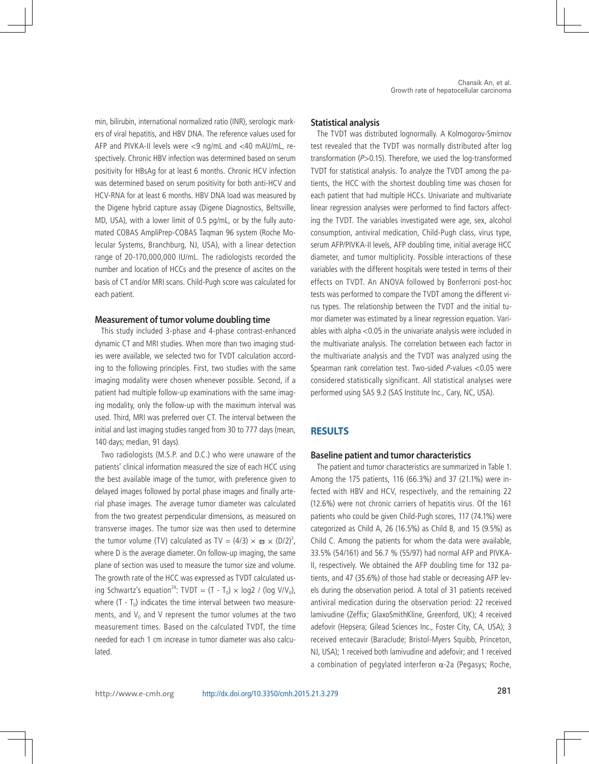min, bilirubin, international normalized ratio (INR), serologic markers of viral hepatitis, and HBV DNA. The reference values used for AFP and PIVKA-II levels were <9 ng/mL and <40 mAU/mL, respectively. Chronic HBV infection was determined based on serum positivity for HBsAg for at least 6 months. Chronic HCV infection was determined based on serum positivity for both anti-HCV and HCV-RNA for at least 6 months. HBV DNA load was measured by the Digene hybrid capture assay (Digene Diagnostics, Beltsville, MD, USA), with a lower limit of 0.5 pg/mL, or by the fully automated COBAS AmpliPrep-COBAS Taqman 96 system (Roche Molecular Systems, Branchburg, NJ, USA), with a linear detection range of 20-170,000,000 IU/mL. The radiologists recorded the number and location of HCCs and the presence of ascites on the basis of CT and/or MRI scans. Child-Pugh score was calculated for each patient.

### Measurement of tumor volume doubling time

This study included 3-phase and 4-phase contrast-enhanced dynamic CT and MRI studies. When more than two imaging studies were available, we selected two for TVDT calculation according to the following principles. First, two studies with the same imaging modality were chosen whenever possible. Second, if a patient had multiple follow-up examinations with the same imaging modality, only the follow-up with the maximum interval was used. Third, MRI was preferred over CT. The interval between the initial and last imaging studies ranged from 30 to 777 days (mean, 140 days; median, 91 days).

Two radiologists (M.S.P. and D.C.) who were unaware of the patients' clinical information measured the size of each HCC using the best available image of the tumor, with preference given to delayed images followed by portal phase images and finally arterial phase images. The average tumor diameter was calculated from the two greatest perpendicular dimensions, as measured on transverse images. The tumor size was then used to determine the tumor volume (TV) calculated as $TV = (4/3) \times \varpi \times (D/2)^3$, where D is the average diameter. On follow-up imaging, the same plane of section was used to measure the tumor size and volume. The growth rate of the HCC was expressed as TVDT calculated using Schwartz's equation[24]: $TVDT = (T - T_0) \times \log 2 / (\log V/V_0)$, where $(T - T_0)$ indicates the time interval between two measurements, and $V_0$ and $V$ represent the tumor volumes at the two measurement times. Based on the calculated TVDT, the time needed for each 1 cm increase in tumor diameter was also calculated.

### Statistical analysis

The TVDT was distributed lognormally. A Kolmogorov-Smirnov test revealed that the TVDT was normally distributed after log transformation ($P$>0.15). Therefore, we used the log-transformed TVDT for statistical analysis. To analyze the TVDT among the patients, the HCC with the shortest doubling time was chosen for each patient that had multiple HCCs. Univariate and multivariate linear regression analyses were performed to find factors affecting the TVDT. The variables investigated were age, sex, alcohol consumption, antiviral medication, Child-Pugh class, virus type, serum AFP/PIVKA-II levels, AFP doubling time, initial average HCC diameter, and tumor multiplicity. Possible interactions of these variables with the different hospitals were tested in terms of their effects on TVDT. An ANOVA followed by Bonferroni post-hoc tests was performed to compare the TVDT among the different virus types. The relationship between the TVDT and the initial tumor diameter was estimated by a linear regression equation. Variables with alpha <0.05 in the univariate analysis were included in the multivariate analysis. The correlation between each factor in the multivariate analysis and the TVDT was analyzed using the Spearman rank correlation test. Two-sided $P$-values <0.05 were considered statistically significant. All statistical analyses were performed using SAS 9.2 (SAS Institute Inc., Cary, NC, USA).

## RESULTS

### Baseline patient and tumor characteristics

The patient and tumor characteristics are summarized in Table 1. Among the 175 patients, 116 (66.3%) and 37 (21.1%) were infected with HBV and HCV, respectively, and the remaining 22 (12.6%) were not chronic carriers of hepatitis virus. Of the 161 patients who could be given Child-Pugh scores, 117 (74.1%) were categorized as Child A, 26 (16.5%) as Child B, and 15 (9.5%) as Child C. Among the patients for whom the data were available, 33.5% (54/161) and 56.7 % (55/97) had normal AFP and PIVKA-II, respectively. We obtained the AFP doubling time for 132 patients, and 47 (35.6%) of those had stable or decreasing AFP levels during the observation period. A total of 31 patients received antiviral medication during the observation period: 22 received lamivudine (Zeffix; GlaxoSmithKline, Greenford, UK); 4 received adefovir (Hepsera; Gilead Sciences Inc., Foster City, CA, USA); 3 received entecavir (Baraclude; Bristol-Myers Squibb, Princeton, NJ, USA); 1 received both lamivudine and adefovir; and 1 received a combination of pegylated interferon α-2a (Pegasys; Roche,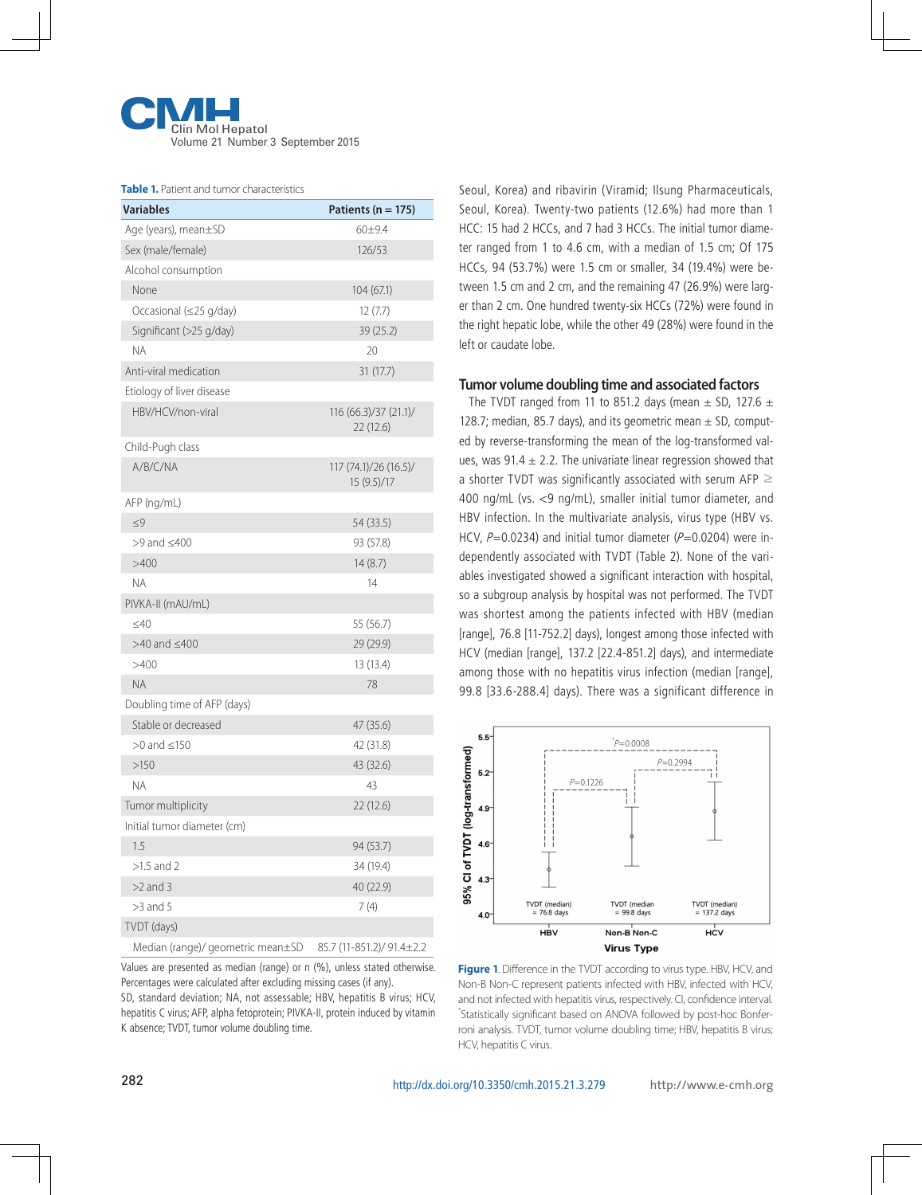**Table 1.** Patient and tumor characteristics

| Variables | Patients (n = 175) |
|---|---|
| Age (years), mean±SD | 60±9.4 |
| Sex (male/female) | 126/53 |
| Alcohol consumption | |
| None | 104 (67.1) |
| Occasional (≤25 g/day) | 12 (7.7) |
| Significant (>25 g/day) | 39 (25.2) |
| NA | 20 |
| Anti-viral medication | 31 (17.7) |
| Etiology of liver disease | |
| HBV/HCV/non-viral | 116 (66.3)/37 (21.1)/ 22 (12.6) |
| Child-Pugh class | |
| A/B/C/NA | 117 (74.1)/26 (16.5)/ 15 (9.5)/17 |
| AFP (ng/mL) | |
| ≤9 | 54 (33.5) |
| >9 and ≤400 | 93 (57.8) |
| >400 | 14 (8.7) |
| NA | 14 |
| PIVKA-II (mAU/mL) | |
| ≤40 | 55 (56.7) |
| >40 and ≤400 | 29 (29.9) |
| >400 | 13 (13.4) |
| NA | 78 |
| Doubling time of AFP (days) | |
| Stable or decreased | 47 (35.6) |
| >0 and ≤150 | 42 (31.8) |
| >150 | 43 (32.6) |
| NA | 43 |
| Tumor multiplicity | 22 (12.6) |
| Initial tumor diameter (cm) | |
| 1.5 | 94 (53.7) |
| >1.5 and 2 | 34 (19.4) |
| >2 and 3 | 40 (22.9) |
| >3 and 5 | 7 (4) |
| TVDT (days) | |
| Median (range)/ geometric mean±SD | 85.7 (11-851.2)/ 91.4±2.2 |

Values are presented as median (range) or n (%), unless stated otherwise. Percentages were calculated after excluding missing cases (if any).
SD, standard deviation; NA, not assessable; HBV, hepatitis B virus; HCV, hepatitis C virus; AFP, alpha fetoprotein; PIVKA-II, protein induced by vitamin K absence; TVDT, tumor volume doubling time.

Seoul, Korea) and ribavirin (Viramid; Ilsung Pharmaceuticals, Seoul, Korea). Twenty-two patients (12.6%) had more than 1 HCC: 15 had 2 HCCs, and 7 had 3 HCCs. The initial tumor diameter ranged from 1 to 4.6 cm, with a median of 1.5 cm; Of 175 HCCs, 94 (53.7%) were 1.5 cm or smaller, 34 (19.4%) were between 1.5 cm and 2 cm, and the remaining 47 (26.9%) were larger than 2 cm. One hundred twenty-six HCCs (72%) were found in the right hepatic lobe, while the other 49 (28%) were found in the left or caudate lobe.

## Tumor volume doubling time and associated factors

The TVDT ranged from 11 to 851.2 days (mean ± SD, 127.6 ± 128.7; median, 85.7 days), and its geometric mean ± SD, computed by reverse-transforming the mean of the log-transformed values, was 91.4 ± 2.2. The univariate linear regression showed that a shorter TVDT was significantly associated with serum AFP ≥ 400 ng/mL (vs. <9 ng/mL), smaller initial tumor diameter, and HBV infection. In the multivariate analysis, virus type (HBV vs. HCV, $P$=0.0234) and initial tumor diameter ($P$=0.0204) were independently associated with TVDT (Table 2). None of the variables investigated showed a significant interaction with hospital, so a subgroup analysis by hospital was not performed. The TVDT was shortest among the patients infected with HBV (median [range], 76.8 [11-752.2] days), longest among those infected with HCV (median [range], 137.2 [22.4-851.2] days), and intermediate among those with no hepatitis virus infection (median [range], 99.8 [33.6-288.4] days). There was a significant difference in

**Figure 1**. Difference in the TVDT according to virus type. HBV, HCV, and Non-B Non-C represent patients infected with HBV, infected with HCV, and not infected with hepatitis virus, respectively. CI, confidence interval. *Statistically significant based on ANOVA followed by post-hoc Bonferroni analysis. TVDT, tumor volume doubling time; HBV, hepatitis B virus; HCV, hepatitis C virus.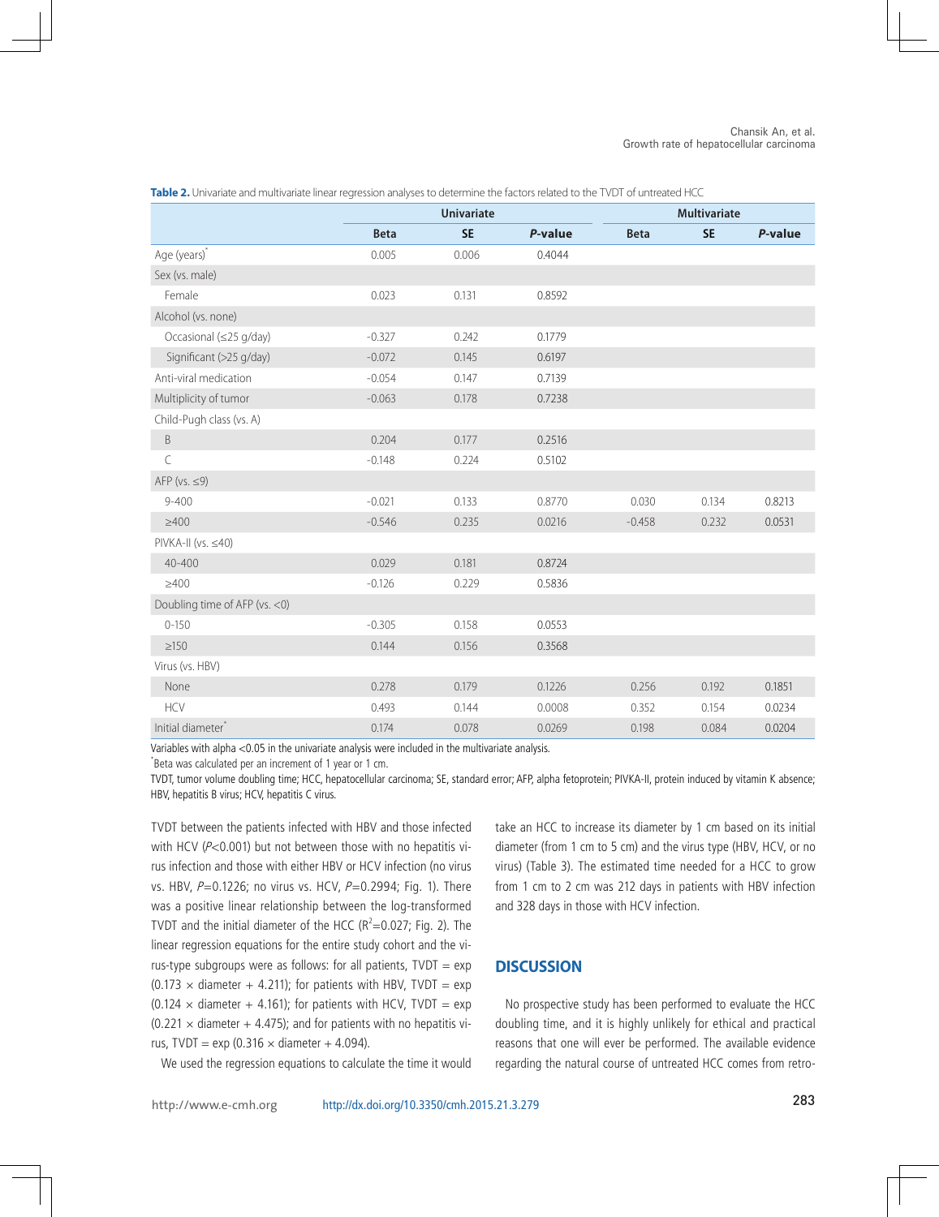**Table 2.** Univariate and multivariate linear regression analyses to determine the factors related to the TVDT of untreated HCC

| | Univariate | | | Multivariate | | |
|---|---|---|---|---|---|---|
| | Beta | SE | *P*-value | Beta | SE | *P*-value |
| Age (years)* | 0.005 | 0.006 | 0.4044 | | | |
| Sex (vs. male) | | | | | | |
| Female | 0.023 | 0.131 | 0.8592 | | | |
| Alcohol (vs. none) | | | | | | |
| Occasional (≤25 g/day) | -0.327 | 0.242 | 0.1779 | | | |
| Significant (>25 g/day) | -0.072 | 0.145 | 0.6197 | | | |
| Anti-viral medication | -0.054 | 0.147 | 0.7139 | | | |
| Multiplicity of tumor | -0.063 | 0.178 | 0.7238 | | | |
| Child-Pugh class (vs. A) | | | | | | |
| B | 0.204 | 0.177 | 0.2516 | | | |
| C | -0.148 | 0.224 | 0.5102 | | | |
| AFP (vs. ≤9) | | | | | | |
| 9-400 | -0.021 | 0.133 | 0.8770 | 0.030 | 0.134 | 0.8213 |
| ≥400 | -0.546 | 0.235 | 0.0216 | -0.458 | 0.232 | 0.0531 |
| PIVKA-II (vs. ≤40) | | | | | | |
| 40-400 | 0.029 | 0.181 | 0.8724 | | | |
| ≥400 | -0.126 | 0.229 | 0.5836 | | | |
| Doubling time of AFP (vs. <0) | | | | | | |
| 0-150 | -0.305 | 0.158 | 0.0553 | | | |
| ≥150 | 0.144 | 0.156 | 0.3568 | | | |
| Virus (vs. HBV) | | | | | | |
| None | 0.278 | 0.179 | 0.1226 | 0.256 | 0.192 | 0.1851 |
| HCV | 0.493 | 0.144 | 0.0008 | 0.352 | 0.154 | 0.0234 |
| Initial diameter* | 0.174 | 0.078 | 0.0269 | 0.198 | 0.084 | 0.0204 |

Variables with alpha <0.05 in the univariate analysis were included in the multivariate analysis.
*Beta was calculated per an increment of 1 year or 1 cm.
TVDT, tumor volume doubling time; HCC, hepatocellular carcinoma; SE, standard error; AFP, alpha fetoprotein; PIVKA-II, protein induced by vitamin K absence; HBV, hepatitis B virus; HCV, hepatitis C virus.

TVDT between the patients infected with HBV and those infected with HCV ($P<0.001$) but not between those with no hepatitis virus infection and those with either HBV or HCV infection (no virus vs. HBV, $P=0.1226$; no virus vs. HCV, $P=0.2994$; Fig. 1). There was a positive linear relationship between the log-transformed TVDT and the initial diameter of the HCC ($R^2=0.027$; Fig. 2). The linear regression equations for the entire study cohort and the virus-type subgroups were as follows: for all patients, TVDT = exp ($0.173 \times$ diameter + 4.211); for patients with HBV, TVDT = exp ($0.124 \times$ diameter + 4.161); for patients with HCV, TVDT = exp ($0.221 \times$ diameter + 4.475); and for patients with no hepatitis virus, TVDT = exp ($0.316 \times$ diameter + 4.094).

We used the regression equations to calculate the time it would take an HCC to increase its diameter by 1 cm based on its initial diameter (from 1 cm to 5 cm) and the virus type (HBV, HCV, or no virus) (Table 3). The estimated time needed for a HCC to grow from 1 cm to 2 cm was 212 days in patients with HBV infection and 328 days in those with HCV infection.

## DISCUSSION

No prospective study has been performed to evaluate the HCC doubling time, and it is highly unlikely for ethical and practical reasons that one will ever be performed. The available evidence regarding the natural course of untreated HCC comes from retro-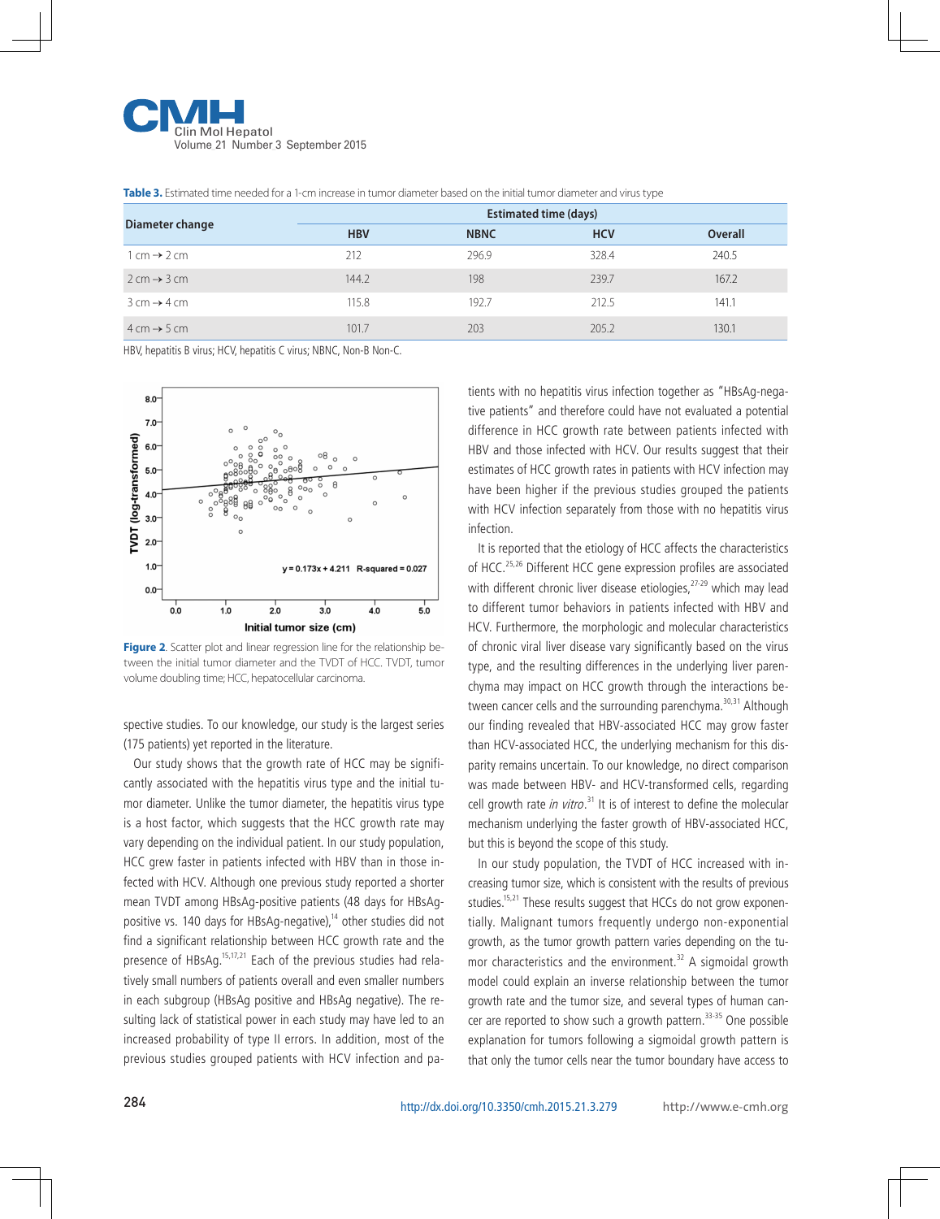**Table 3.** Estimated time needed for a 1-cm increase in tumor diameter based on the initial tumor diameter and virus type

| Diameter change | Estimated time (days) | | | |
|---|---|---|---|---|
| | HBV | NBNC | HCV | Overall |
| 1 cm → 2 cm | 212 | 296.9 | 328.4 | 240.5 |
| 2 cm → 3 cm | 144.2 | 198 | 239.7 | 167.2 |
| 3 cm → 4 cm | 115.8 | 192.7 | 212.5 | 141.1 |
| 4 cm → 5 cm | 101.7 | 203 | 205.2 | 130.1 |

HBV, hepatitis B virus; HCV, hepatitis C virus; NBNC, Non-B Non-C.

**Figure 2**. Scatter plot and linear regression line for the relationship between the initial tumor diameter and the TVDT of HCC. TVDT, tumor volume doubling time; HCC, hepatocellular carcinoma.

spective studies. To our knowledge, our study is the largest series (175 patients) yet reported in the literature.

Our study shows that the growth rate of HCC may be significantly associated with the hepatitis virus type and the initial tumor diameter. Unlike the tumor diameter, the hepatitis virus type is a host factor, which suggests that the HCC growth rate may vary depending on the individual patient. In our study population, HCC grew faster in patients infected with HBV than in those infected with HCV. Although one previous study reported a shorter mean TVDT among HBsAg-positive patients (48 days for HBsAg-positive vs. 140 days for HBsAg-negative),[14] other studies did not find a significant relationship between HCC growth rate and the presence of HBsAg.[15,17,21] Each of the previous studies had relatively small numbers of patients overall and even smaller numbers in each subgroup (HBsAg positive and HBsAg negative). The resulting lack of statistical power in each study may have led to an increased probability of type II errors. In addition, most of the previous studies grouped patients with HCV infection and patients with no hepatitis virus infection together as "HBsAg-negative patients" and therefore could have not evaluated a potential difference in HCC growth rate between patients infected with HBV and those infected with HCV. Our results suggest that their estimates of HCC growth rates in patients with HCV infection may have been higher if the previous studies grouped the patients with HCV infection separately from those with no hepatitis virus infection.

It is reported that the etiology of HCC affects the characteristics of HCC.[25,26] Different HCC gene expression profiles are associated with different chronic liver disease etiologies,[27-29] which may lead to different tumor behaviors in patients infected with HBV and HCV. Furthermore, the morphologic and molecular characteristics of chronic viral liver disease vary significantly based on the virus type, and the resulting differences in the underlying liver parenchyma may impact on HCC growth through the interactions between cancer cells and the surrounding parenchyma.[30,31] Although our finding revealed that HBV-associated HCC may grow faster than HCV-associated HCC, the underlying mechanism for this disparity remains uncertain. To our knowledge, no direct comparison was made between HBV- and HCV-transformed cells, regarding cell growth rate *in vitro*.[31] It is of interest to define the molecular mechanism underlying the faster growth of HBV-associated HCC, but this is beyond the scope of this study.

In our study population, the TVDT of HCC increased with increasing tumor size, which is consistent with the results of previous studies.[15,21] These results suggest that HCCs do not grow exponentially. Malignant tumors frequently undergo non-exponential growth, as the tumor growth pattern varies depending on the tumor characteristics and the environment.[32] A sigmoidal growth model could explain an inverse relationship between the tumor growth rate and the tumor size, and several types of human cancer are reported to show such a growth pattern.[33-35] One possible explanation for tumors following a sigmoidal growth pattern is that only the tumor cells near the tumor boundary have access to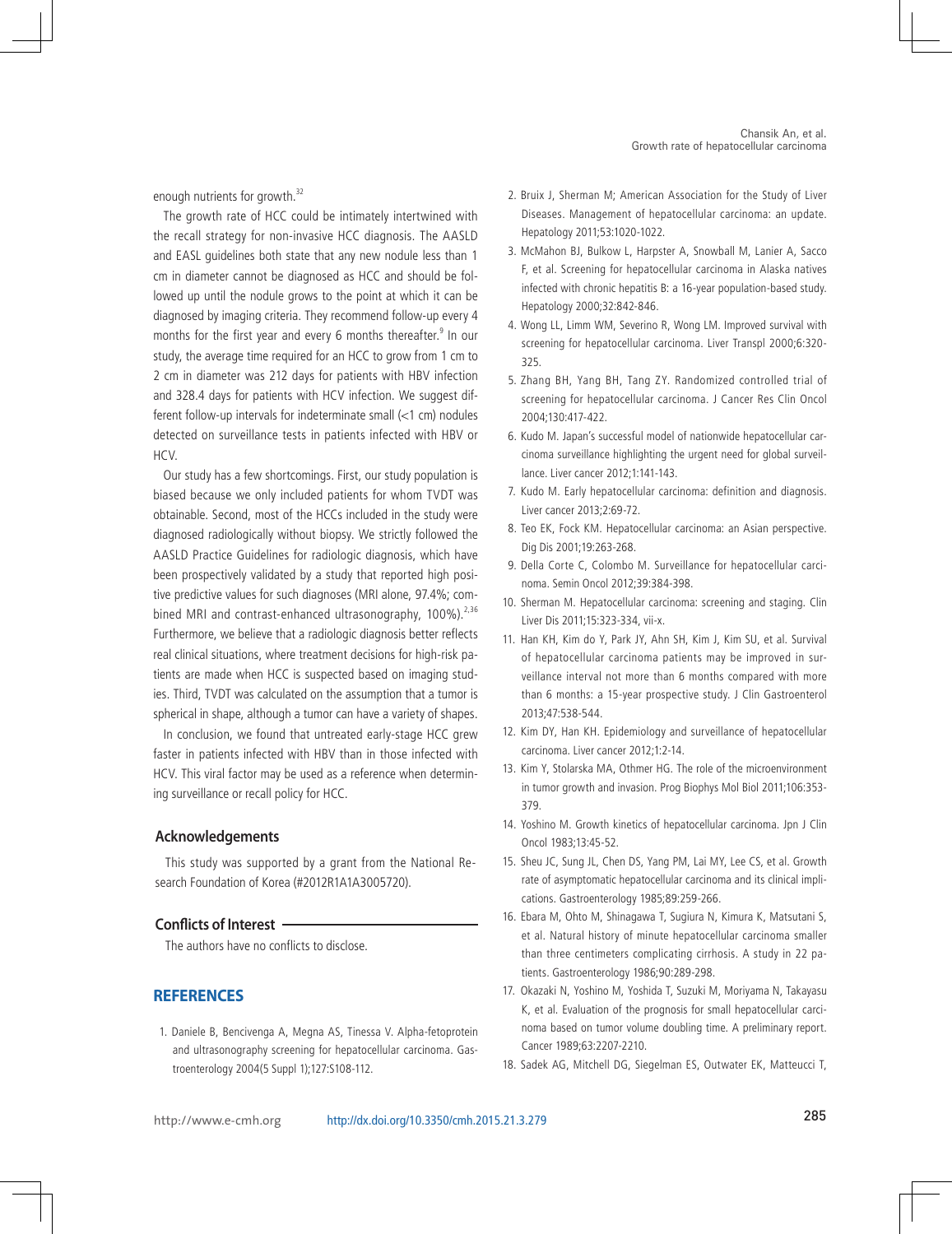enough nutrients for growth.[32]

The growth rate of HCC could be intimately intertwined with the recall strategy for non-invasive HCC diagnosis. The AASLD and EASL guidelines both state that any new nodule less than 1 cm in diameter cannot be diagnosed as HCC and should be followed up until the nodule grows to the point at which it can be diagnosed by imaging criteria. They recommend follow-up every 4 months for the first year and every 6 months thereafter.[9] In our study, the average time required for an HCC to grow from 1 cm to 2 cm in diameter was 212 days for patients with HBV infection and 328.4 days for patients with HCV infection. We suggest different follow-up intervals for indeterminate small (<1 cm) nodules detected on surveillance tests in patients infected with HBV or HCV.

Our study has a few shortcomings. First, our study population is biased because we only included patients for whom TVDT was obtainable. Second, most of the HCCs included in the study were diagnosed radiologically without biopsy. We strictly followed the AASLD Practice Guidelines for radiologic diagnosis, which have been prospectively validated by a study that reported high positive predictive values for such diagnoses (MRI alone, 97.4%; combined MRI and contrast-enhanced ultrasonography, 100%).[2,36] Furthermore, we believe that a radiologic diagnosis better reflects real clinical situations, where treatment decisions for high-risk patients are made when HCC is suspected based on imaging studies. Third, TVDT was calculated on the assumption that a tumor is spherical in shape, although a tumor can have a variety of shapes.

In conclusion, we found that untreated early-stage HCC grew faster in patients infected with HBV than in those infected with HCV. This viral factor may be used as a reference when determining surveillance or recall policy for HCC.

### Acknowledgements

This study was supported by a grant from the National Research Foundation of Korea (#2012R1A1A3005720).

### Conflicts of Interest

The authors have no conflicts to disclose.

## REFERENCES

1. Daniele B, Bencivenga A, Megna AS, Tinessa V. Alpha-fetoprotein and ultrasonography screening for hepatocellular carcinoma. Gastroenterology 2004(5 Suppl 1);127:S108-112.
2. Bruix J, Sherman M; American Association for the Study of Liver Diseases. Management of hepatocellular carcinoma: an update. Hepatology 2011;53:1020-1022.
3. McMahon BJ, Bulkow L, Harpster A, Snowball M, Lanier A, Sacco F, et al. Screening for hepatocellular carcinoma in Alaska natives infected with chronic hepatitis B: a 16-year population-based study. Hepatology 2000;32:842-846.
4. Wong LL, Limm WM, Severino R, Wong LM. Improved survival with screening for hepatocellular carcinoma. Liver Transpl 2000;6:320-325.
5. Zhang BH, Yang BH, Tang ZY. Randomized controlled trial of screening for hepatocellular carcinoma. J Cancer Res Clin Oncol 2004;130:417-422.
6. Kudo M. Japan's successful model of nationwide hepatocellular carcinoma surveillance highlighting the urgent need for global surveillance. Liver cancer 2012;1:141-143.
7. Kudo M. Early hepatocellular carcinoma: definition and diagnosis. Liver cancer 2013;2:69-72.
8. Teo EK, Fock KM. Hepatocellular carcinoma: an Asian perspective. Dig Dis 2001;19:263-268.
9. Della Corte C, Colombo M. Surveillance for hepatocellular carcinoma. Semin Oncol 2012;39:384-398.
10. Sherman M. Hepatocellular carcinoma: screening and staging. Clin Liver Dis 2011;15:323-334, vii-x.
11. Han KH, Kim do Y, Park JY, Ahn SH, Kim J, Kim SU, et al. Survival of hepatocellular carcinoma patients may be improved in surveillance interval not more than 6 months compared with more than 6 months: a 15-year prospective study. J Clin Gastroenterol 2013;47:538-544.
12. Kim DY, Han KH. Epidemiology and surveillance of hepatocellular carcinoma. Liver cancer 2012;1:2-14.
13. Kim Y, Stolarska MA, Othmer HG. The role of the microenvironment in tumor growth and invasion. Prog Biophys Mol Biol 2011;106:353-379.
14. Yoshino M. Growth kinetics of hepatocellular carcinoma. Jpn J Clin Oncol 1983;13:45-52.
15. Sheu JC, Sung JL, Chen DS, Yang PM, Lai MY, Lee CS, et al. Growth rate of asymptomatic hepatocellular carcinoma and its clinical implications. Gastroenterology 1985;89:259-266.
16. Ebara M, Ohto M, Shinagawa T, Sugiura N, Kimura K, Matsutani S, et al. Natural history of minute hepatocellular carcinoma smaller than three centimeters complicating cirrhosis. A study in 22 patients. Gastroenterology 1986;90:289-298.
17. Okazaki N, Yoshino M, Yoshida T, Suzuki M, Moriyama N, Takayasu K, et al. Evaluation of the prognosis for small hepatocellular carcinoma based on tumor volume doubling time. A preliminary report. Cancer 1989;63:2207-2210.
18. Sadek AG, Mitchell DG, Siegelman ES, Outwater EK, Matteucci T,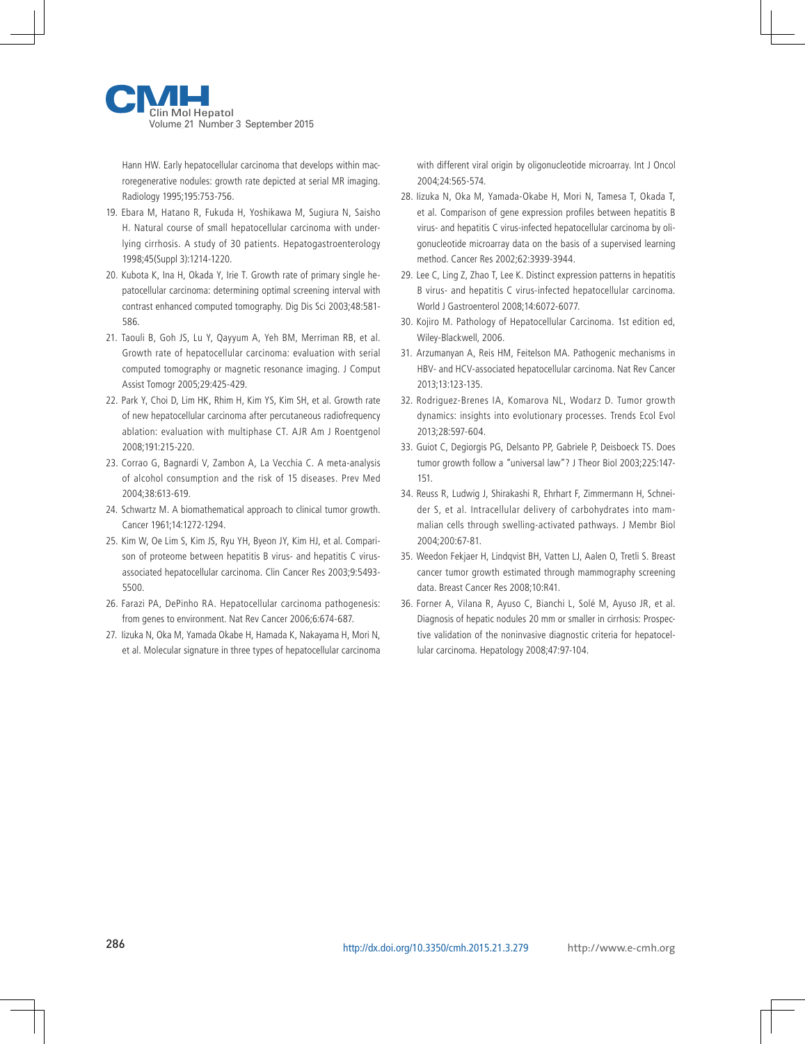Hann HW. Early hepatocellular carcinoma that develops within macroregenerative nodules: growth rate depicted at serial MR imaging. Radiology 1995;195:753-756.

19. Ebara M, Hatano R, Fukuda H, Yoshikawa M, Sugiura N, Saisho H. Natural course of small hepatocellular carcinoma with underlying cirrhosis. A study of 30 patients. Hepatogastroenterology 1998;45(Suppl 3):1214-1220.
20. Kubota K, Ina H, Okada Y, Irie T. Growth rate of primary single hepatocellular carcinoma: determining optimal screening interval with contrast enhanced computed tomography. Dig Dis Sci 2003;48:581-586.
21. Taouli B, Goh JS, Lu Y, Qayyum A, Yeh BM, Merriman RB, et al. Growth rate of hepatocellular carcinoma: evaluation with serial computed tomography or magnetic resonance imaging. J Comput Assist Tomogr 2005;29:425-429.
22. Park Y, Choi D, Lim HK, Rhim H, Kim YS, Kim SH, et al. Growth rate of new hepatocellular carcinoma after percutaneous radiofrequency ablation: evaluation with multiphase CT. AJR Am J Roentgenol 2008;191:215-220.
23. Corrao G, Bagnardi V, Zambon A, La Vecchia C. A meta-analysis of alcohol consumption and the risk of 15 diseases. Prev Med 2004;38:613-619.
24. Schwartz M. A biomathematical approach to clinical tumor growth. Cancer 1961;14:1272-1294.
25. Kim W, Oe Lim S, Kim JS, Ryu YH, Byeon JY, Kim HJ, et al. Comparison of proteome between hepatitis B virus- and hepatitis C virus-associated hepatocellular carcinoma. Clin Cancer Res 2003;9:5493-5500.
26. Farazi PA, DePinho RA. Hepatocellular carcinoma pathogenesis: from genes to environment. Nat Rev Cancer 2006;6:674-687.
27. Iizuka N, Oka M, Yamada Okabe H, Hamada K, Nakayama H, Mori N, et al. Molecular signature in three types of hepatocellular carcinoma with different viral origin by oligonucleotide microarray. Int J Oncol 2004;24:565-574.
28. Iizuka N, Oka M, Yamada-Okabe H, Mori N, Tamesa T, Okada T, et al. Comparison of gene expression profiles between hepatitis B virus- and hepatitis C virus-infected hepatocellular carcinoma by oligonucleotide microarray data on the basis of a supervised learning method. Cancer Res 2002;62:3939-3944.
29. Lee C, Ling Z, Zhao T, Lee K. Distinct expression patterns in hepatitis B virus- and hepatitis C virus-infected hepatocellular carcinoma. World J Gastroenterol 2008;14:6072-6077.
30. Kojiro M. Pathology of Hepatocellular Carcinoma. 1st edition ed, Wiley-Blackwell, 2006.
31. Arzumanyan A, Reis HM, Feitelson MA. Pathogenic mechanisms in HBV- and HCV-associated hepatocellular carcinoma. Nat Rev Cancer 2013;13:123-135.
32. Rodriguez-Brenes IA, Komarova NL, Wodarz D. Tumor growth dynamics: insights into evolutionary processes. Trends Ecol Evol 2013;28:597-604.
33. Guiot C, Degiorgis PG, Delsanto PP, Gabriele P, Deisboeck TS. Does tumor growth follow a "universal law"? J Theor Biol 2003;225:147-151.
34. Reuss R, Ludwig J, Shirakashi R, Ehrhart F, Zimmermann H, Schneider S, et al. Intracellular delivery of carbohydrates into mammalian cells through swelling-activated pathways. J Membr Biol 2004;200:67-81.
35. Weedon Fekjaer H, Lindqvist BH, Vatten LJ, Aalen O, Tretli S. Breast cancer tumor growth estimated through mammography screening data. Breast Cancer Res 2008;10:R41.
36. Forner A, Vilana R, Ayuso C, Bianchi L, Solé M, Ayuso JR, et al. Diagnosis of hepatic nodules 20 mm or smaller in cirrhosis: Prospective validation of the noninvasive diagnostic criteria for hepatocellular carcinoma. Hepatology 2008;47:97-104.